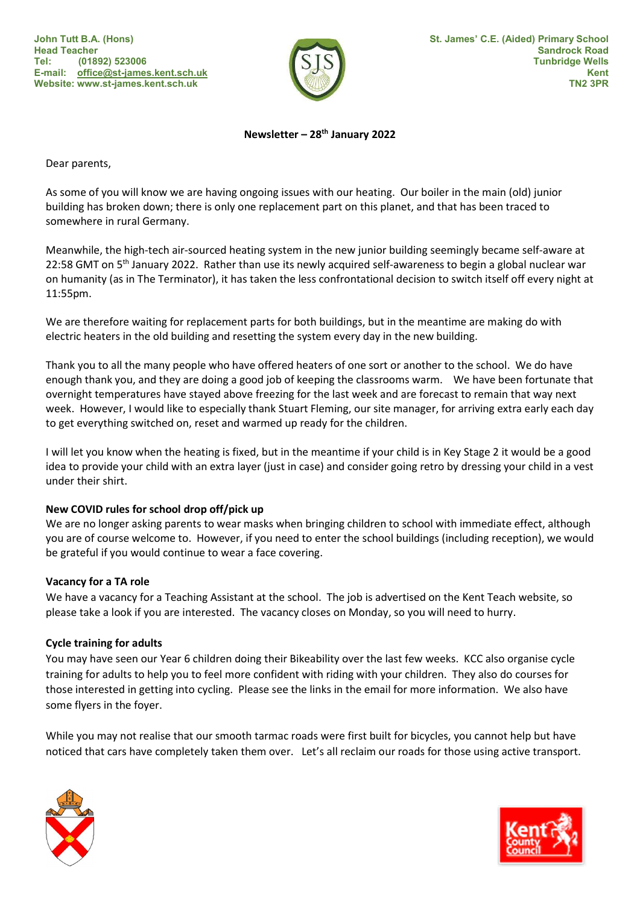John Tutt B.A. (Hons)
Head Teacher
Tel: (01892) 523006
E-mail: office@st-james.kent.sch.uk
Website: www.st-james.kent.sch.uk

St. James' C.E. (Aided) Primary School
Sandrock Road
Tunbridge Wells
Kent
TN2 3PR

**Newsletter – 28th January 2022**

Dear parents,

As some of you will know we are having ongoing issues with our heating. Our boiler in the main (old) junior building has broken down; there is only one replacement part on this planet, and that has been traced to somewhere in rural Germany.

Meanwhile, the high-tech air-sourced heating system in the new junior building seemingly became self-aware at 22:58 GMT on 5th January 2022. Rather than use its newly acquired self-awareness to begin a global nuclear war on humanity (as in The Terminator), it has taken the less confrontational decision to switch itself off every night at 11:55pm.

We are therefore waiting for replacement parts for both buildings, but in the meantime are making do with electric heaters in the old building and resetting the system every day in the new building.

Thank you to all the many people who have offered heaters of one sort or another to the school. We do have enough thank you, and they are doing a good job of keeping the classrooms warm. We have been fortunate that overnight temperatures have stayed above freezing for the last week and are forecast to remain that way next week. However, I would like to especially thank Stuart Fleming, our site manager, for arriving extra early each day to get everything switched on, reset and warmed up ready for the children.

I will let you know when the heating is fixed, but in the meantime if your child is in Key Stage 2 it would be a good idea to provide your child with an extra layer (just in case) and consider going retro by dressing your child in a vest under their shirt.

**New COVID rules for school drop off/pick up**

We are no longer asking parents to wear masks when bringing children to school with immediate effect, although you are of course welcome to. However, if you need to enter the school buildings (including reception), we would be grateful if you would continue to wear a face covering.

**Vacancy for a TA role**

We have a vacancy for a Teaching Assistant at the school. The job is advertised on the Kent Teach website, so please take a look if you are interested. The vacancy closes on Monday, so you will need to hurry.

**Cycle training for adults**

You may have seen our Year 6 children doing their Bikeability over the last few weeks. KCC also organise cycle training for adults to help you to feel more confident with riding with your children. They also do courses for those interested in getting into cycling. Please see the links in the email for more information. We also have some flyers in the foyer.

While you may not realise that our smooth tarmac roads were first built for bicycles, you cannot help but have noticed that cars have completely taken them over. Let's all reclaim our roads for those using active transport.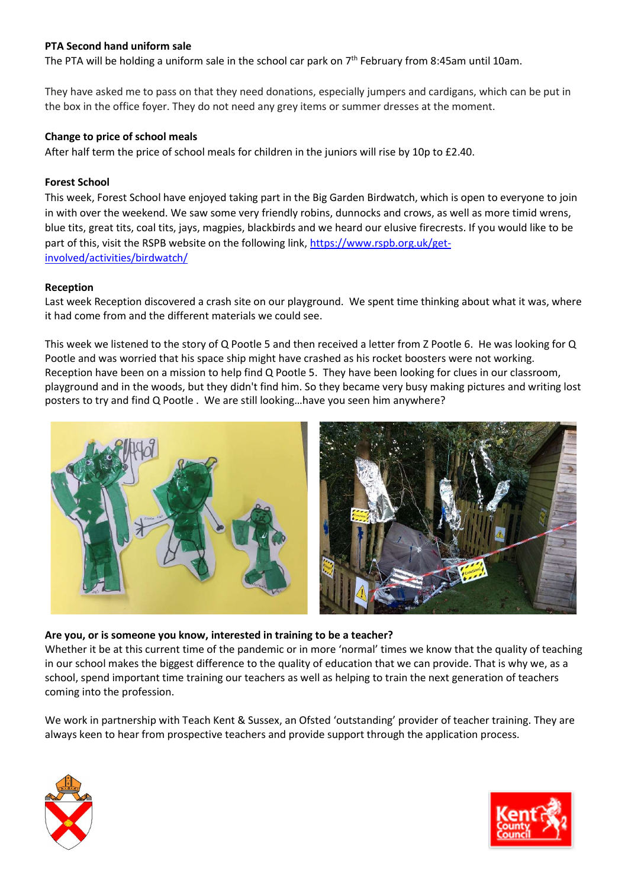**PTA Second hand uniform sale**

The PTA will be holding a uniform sale in the school car park on 7th February from 8:45am until 10am.

They have asked me to pass on that they need donations, especially jumpers and cardigans, which can be put in the box in the office foyer. They do not need any grey items or summer dresses at the moment.

**Change to price of school meals**

After half term the price of school meals for children in the juniors will rise by 10p to £2.40.

**Forest School**

This week, Forest School have enjoyed taking part in the Big Garden Birdwatch, which is open to everyone to join in with over the weekend. We saw some very friendly robins, dunnocks and crows, as well as more timid wrens, blue tits, great tits, coal tits, jays, magpies, blackbirds and we heard our elusive firecrests. If you would like to be part of this, visit the RSPB website on the following link, [https://www.rspb.org.uk/get-involved/activities/birdwatch/](https://www.rspb.org.uk/get-involved/activities/birdwatch/)

**Reception**

Last week Reception discovered a crash site on our playground. We spent time thinking about what it was, where it had come from and the different materials we could see.

This week we listened to the story of Q Pootle 5 and then received a letter from Z Pootle 6. He was looking for Q Pootle and was worried that his space ship might have crashed as his rocket boosters were not working. Reception have been on a mission to help find Q Pootle 5. They have been looking for clues in our classroom, playground and in the woods, but they didn't find him. So they became very busy making pictures and writing lost posters to try and find Q Pootle . We are still looking…have you seen him anywhere?

**Are you, or is someone you know, interested in training to be a teacher?**

Whether it be at this current time of the pandemic or in more 'normal' times we know that the quality of teaching in our school makes the biggest difference to the quality of education that we can provide. That is why we, as a school, spend important time training our teachers as well as helping to train the next generation of teachers coming into the profession.

We work in partnership with Teach Kent & Sussex, an Ofsted 'outstanding' provider of teacher training. They are always keen to hear from prospective teachers and provide support through the application process.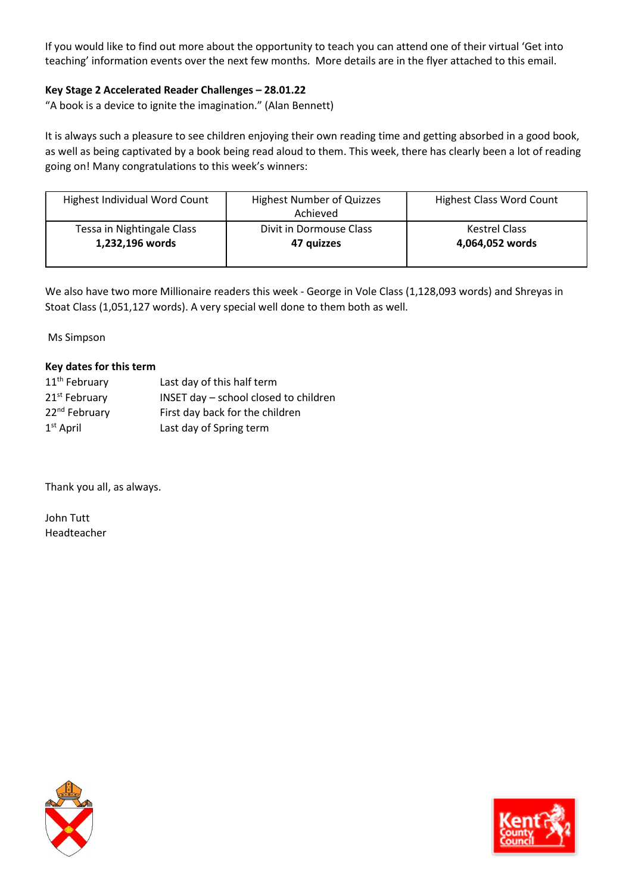If you would like to find out more about the opportunity to teach you can attend one of their virtual 'Get into teaching' information events over the next few months. More details are in the flyer attached to this email.

**Key Stage 2 Accelerated Reader Challenges – 28.01.22**

"A book is a device to ignite the imagination." (Alan Bennett)

It is always such a pleasure to see children enjoying their own reading time and getting absorbed in a good book, as well as being captivated by a book being read aloud to them. This week, there has clearly been a lot of reading going on! Many congratulations to this week's winners:

| Highest Individual Word Count | Highest Number of Quizzes Achieved | Highest Class Word Count |
| --- | --- | --- |
| Tessa in Nightingale Class **1,232,196 words** | Divit in Dormouse Class **47 quizzes** | Kestrel Class **4,064,052 words** |

We also have two more Millionaire readers this week - George in Vole Class (1,128,093 words) and Shreyas in Stoat Class (1,051,127 words). A very special well done to them both as well.

Ms Simpson

**Key dates for this term**

| | |
| --- | --- |
| 11th February | Last day of this half term |
| 21st February | INSET day – school closed to children |
| 22nd February | First day back for the children |
| 1st April | Last day of Spring term |

Thank you all, as always.

John Tutt
Headteacher